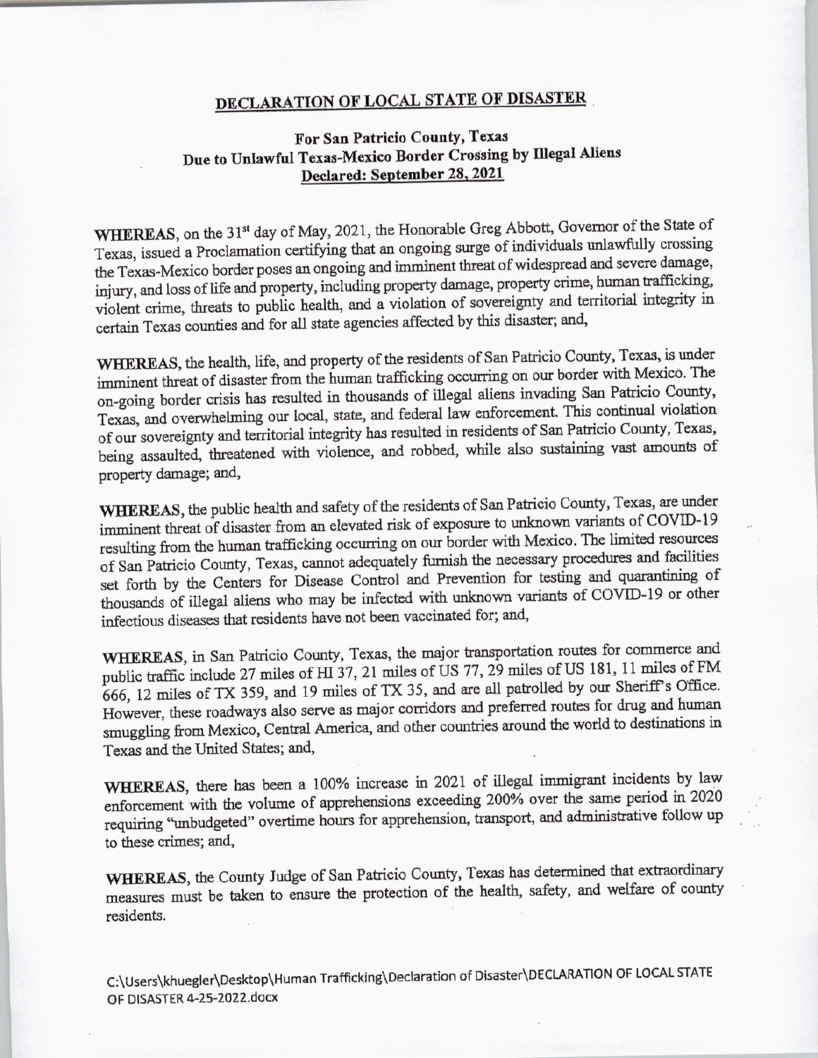# DECLARATION OF LOCAL STATE OF DISASTER

**For San Patricio County, Texas**
**Due to Unlawful Texas-Mexico Border Crossing by Illegal Aliens**
**Declared: September 28, 2021**

**WHEREAS**, on the 31st day of May, 2021, the Honorable Greg Abbott, Governor of the State of Texas, issued a Proclamation certifying that an ongoing surge of individuals unlawfully crossing the Texas-Mexico border poses an ongoing and imminent threat of widespread and severe damage, injury, and loss of life and property, including property damage, property crime, human trafficking, violent crime, threats to public health, and a violation of sovereignty and territorial integrity in certain Texas counties and for all state agencies affected by this disaster; and,

**WHEREAS**, the health, life, and property of the residents of San Patricio County, Texas, is under imminent threat of disaster from the human trafficking occurring on our border with Mexico. The on-going border crisis has resulted in thousands of illegal aliens invading San Patricio County, Texas, and overwhelming our local, state, and federal law enforcement. This continual violation of our sovereignty and territorial integrity has resulted in residents of San Patricio County, Texas, being assaulted, threatened with violence, and robbed, while also sustaining vast amounts of property damage; and,

**WHEREAS**, the public health and safety of the residents of San Patricio County, Texas, are under imminent threat of disaster from an elevated risk of exposure to unknown variants of COVID-19 resulting from the human trafficking occurring on our border with Mexico. The limited resources of San Patricio County, Texas, cannot adequately furnish the necessary procedures and facilities set forth by the Centers for Disease Control and Prevention for testing and quarantining of thousands of illegal aliens who may be infected with unknown variants of COVID-19 or other infectious diseases that residents have not been vaccinated for; and,

**WHEREAS**, in San Patricio County, Texas, the major transportation routes for commerce and public traffic include 27 miles of HI 37, 21 miles of US 77, 29 miles of US 181, 11 miles of FM 666, 12 miles of TX 359, and 19 miles of TX 35, and are all patrolled by our Sheriff's Office. However, these roadways also serve as major corridors and preferred routes for drug and human smuggling from Mexico, Central America, and other countries around the world to destinations in Texas and the United States; and,

**WHEREAS**, there has been a 100% increase in 2021 of illegal immigrant incidents by law enforcement with the volume of apprehensions exceeding 200% over the same period in 2020 requiring "unbudgeted" overtime hours for apprehension, transport, and administrative follow up to these crimes; and,

**WHEREAS**, the County Judge of San Patricio County, Texas has determined that extraordinary measures must be taken to ensure the protection of the health, safety, and welfare of county residents.

C:\Users\khuegler\Desktop\Human Trafficking\Declaration of Disaster\DECLARATION OF LOCAL STATE OF DISASTER 4-25-2022.docx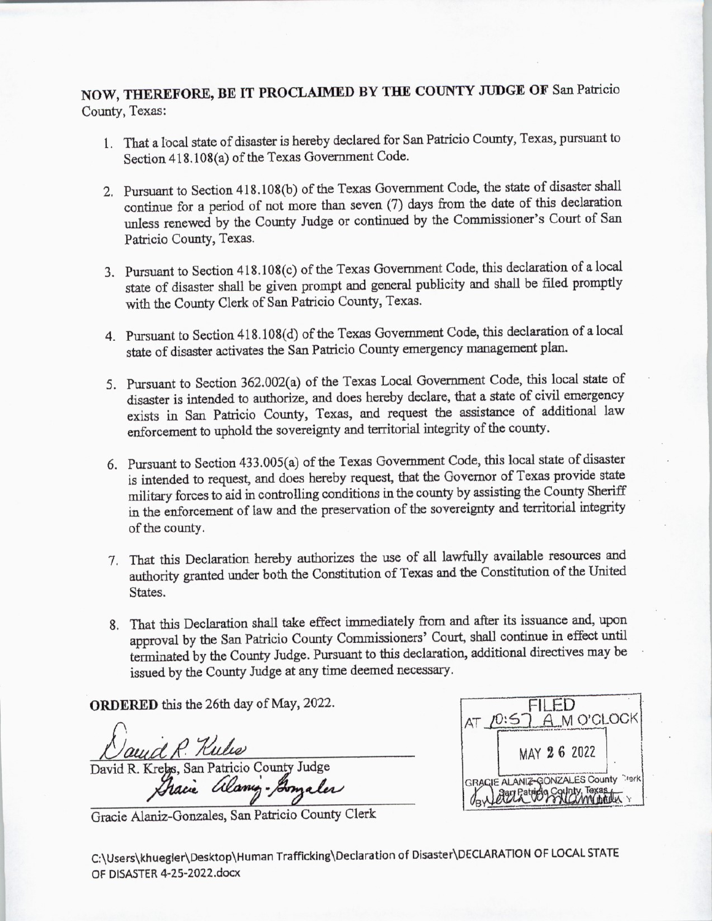**NOW, THEREFORE, BE IT PROCLAIMED BY THE COUNTY JUDGE OF** San Patricio County, Texas:

1. That a local state of disaster is hereby declared for San Patricio County, Texas, pursuant to Section 418.108(a) of the Texas Government Code.

2. Pursuant to Section 418.108(b) of the Texas Government Code, the state of disaster shall continue for a period of not more than seven (7) days from the date of this declaration unless renewed by the County Judge or continued by the Commissioner's Court of San Patricio County, Texas.

3. Pursuant to Section 418.108(c) of the Texas Government Code, this declaration of a local state of disaster shall be given prompt and general publicity and shall be filed promptly with the County Clerk of San Patricio County, Texas.

4. Pursuant to Section 418.108(d) of the Texas Government Code, this declaration of a local state of disaster activates the San Patricio County emergency management plan.

5. Pursuant to Section 362.002(a) of the Texas Local Government Code, this local state of disaster is intended to authorize, and does hereby declare, that a state of civil emergency exists in San Patricio County, Texas, and request the assistance of additional law enforcement to uphold the sovereignty and territorial integrity of the county.

6. Pursuant to Section 433.005(a) of the Texas Government Code, this local state of disaster is intended to request, and does hereby request, that the Governor of Texas provide state military forces to aid in controlling conditions in the county by assisting the County Sheriff in the enforcement of law and the preservation of the sovereignty and territorial integrity of the county.

7. That this Declaration hereby authorizes the use of all lawfully available resources and authority granted under both the Constitution of Texas and the Constitution of the United States.

8. That this Declaration shall take effect immediately from and after its issuance and, upon approval by the San Patricio County Commissioners' Court, shall continue in effect until terminated by the County Judge. Pursuant to this declaration, additional directives may be issued by the County Judge at any time deemed necessary.

**ORDERED** this the 26th day of May, 2022.

David R. Krebs

David R. Krebs, San Patricio County Judge

Gracie Alaniz-Gonzales

Gracie Alaniz-Gonzales, San Patricio County Clerk

FILED
AT 10:57 A.M O'CLOCK
MAY 26 2022
GRACIE ALANIZ-GONZALES County Clerk
San Patricio County, Texas
BY

C:\Users\khuegler\Desktop\Human Trafficking\Declaration of Disaster\DECLARATION OF LOCAL STATE OF DISASTER 4-25-2022.docx